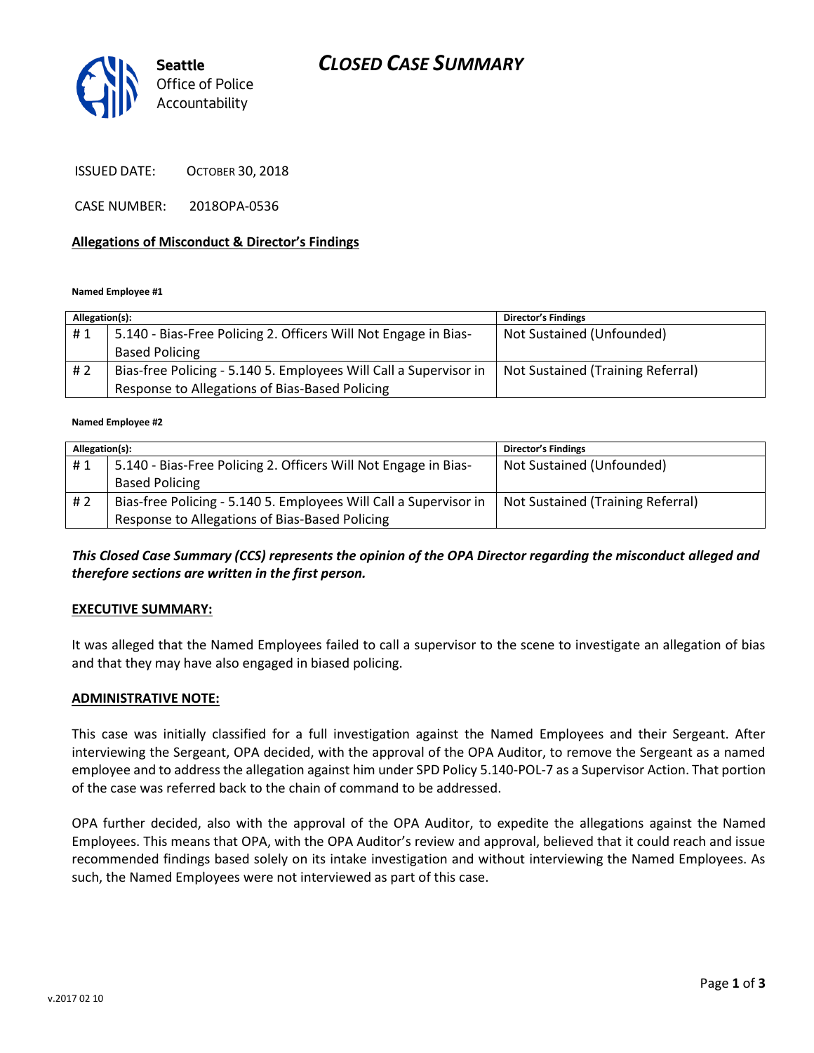Seattle Office of Police Accountability

# CLOSED CASE SUMMARY

ISSUED DATE: OCTOBER 30, 2018

CASE NUMBER: 2018OPA-0536

## Allegations of Misconduct & Director's Findings

**Named Employee #1**

| Allegation(s): | | Director's Findings |
|---|---|---|
| # 1 | 5.140 - Bias-Free Policing 2. Officers Will Not Engage in Bias-Based Policing | Not Sustained (Unfounded) |
| # 2 | Bias-free Policing - 5.140 5. Employees Will Call a Supervisor in Response to Allegations of Bias-Based Policing | Not Sustained (Training Referral) |

**Named Employee #2**

| Allegation(s): | | Director's Findings |
|---|---|---|
| # 1 | 5.140 - Bias-Free Policing 2. Officers Will Not Engage in Bias-Based Policing | Not Sustained (Unfounded) |
| # 2 | Bias-free Policing - 5.140 5. Employees Will Call a Supervisor in Response to Allegations of Bias-Based Policing | Not Sustained (Training Referral) |

***This Closed Case Summary (CCS) represents the opinion of the OPA Director regarding the misconduct alleged and therefore sections are written in the first person.***

**EXECUTIVE SUMMARY:**

It was alleged that the Named Employees failed to call a supervisor to the scene to investigate an allegation of bias and that they may have also engaged in biased policing.

**ADMINISTRATIVE NOTE:**

This case was initially classified for a full investigation against the Named Employees and their Sergeant. After interviewing the Sergeant, OPA decided, with the approval of the OPA Auditor, to remove the Sergeant as a named employee and to address the allegation against him under SPD Policy 5.140-POL-7 as a Supervisor Action. That portion of the case was referred back to the chain of command to be addressed.

OPA further decided, also with the approval of the OPA Auditor, to expedite the allegations against the Named Employees. This means that OPA, with the OPA Auditor's review and approval, believed that it could reach and issue recommended findings based solely on its intake investigation and without interviewing the Named Employees. As such, the Named Employees were not interviewed as part of this case.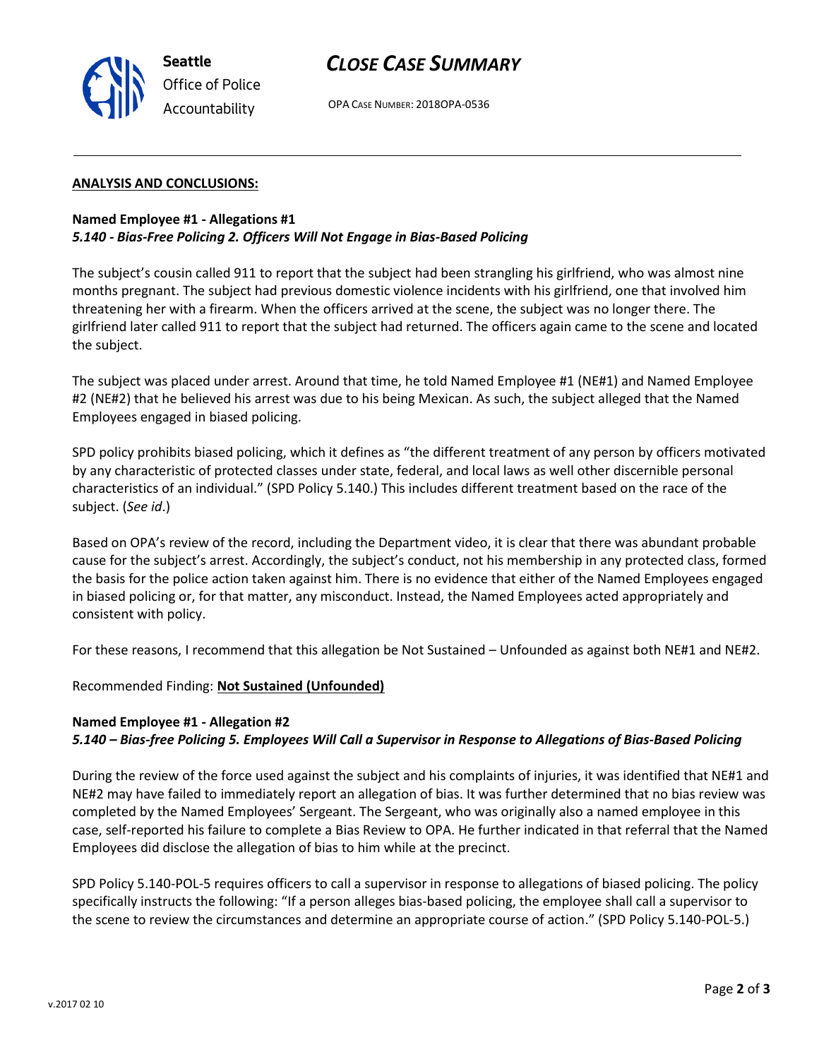**ANALYSIS AND CONCLUSIONS:**

**Named Employee #1 - Allegations #1**
***5.140 - Bias-Free Policing 2. Officers Will Not Engage in Bias-Based Policing***

The subject's cousin called 911 to report that the subject had been strangling his girlfriend, who was almost nine months pregnant. The subject had previous domestic violence incidents with his girlfriend, one that involved him threatening her with a firearm. When the officers arrived at the scene, the subject was no longer there. The girlfriend later called 911 to report that the subject had returned. The officers again came to the scene and located the subject.

The subject was placed under arrest. Around that time, he told Named Employee #1 (NE#1) and Named Employee #2 (NE#2) that he believed his arrest was due to his being Mexican. As such, the subject alleged that the Named Employees engaged in biased policing.

SPD policy prohibits biased policing, which it defines as "the different treatment of any person by officers motivated by any characteristic of protected classes under state, federal, and local laws as well other discernible personal characteristics of an individual." (SPD Policy 5.140.) This includes different treatment based on the race of the subject. (*See id*.)

Based on OPA's review of the record, including the Department video, it is clear that there was abundant probable cause for the subject's arrest. Accordingly, the subject's conduct, not his membership in any protected class, formed the basis for the police action taken against him. There is no evidence that either of the Named Employees engaged in biased policing or, for that matter, any misconduct. Instead, the Named Employees acted appropriately and consistent with policy.

For these reasons, I recommend that this allegation be Not Sustained – Unfounded as against both NE#1 and NE#2.

Recommended Finding: **Not Sustained (Unfounded)**

**Named Employee #1 - Allegation #2**
***5.140 – Bias-free Policing 5. Employees Will Call a Supervisor in Response to Allegations of Bias-Based Policing***

During the review of the force used against the subject and his complaints of injuries, it was identified that NE#1 and NE#2 may have failed to immediately report an allegation of bias. It was further determined that no bias review was completed by the Named Employees' Sergeant. The Sergeant, who was originally also a named employee in this case, self-reported his failure to complete a Bias Review to OPA. He further indicated in that referral that the Named Employees did disclose the allegation of bias to him while at the precinct.

SPD Policy 5.140-POL-5 requires officers to call a supervisor in response to allegations of biased policing. The policy specifically instructs the following: "If a person alleges bias-based policing, the employee shall call a supervisor to the scene to review the circumstances and determine an appropriate course of action." (SPD Policy 5.140-POL-5.)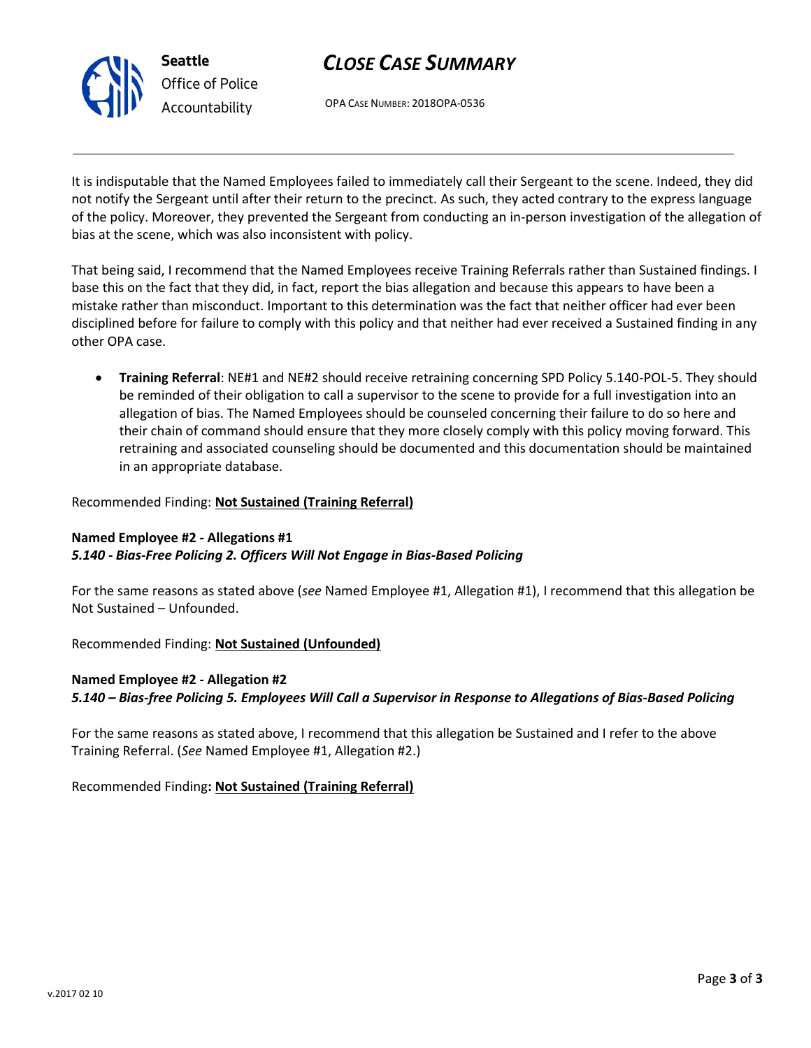It is indisputable that the Named Employees failed to immediately call their Sergeant to the scene. Indeed, they did not notify the Sergeant until after their return to the precinct. As such, they acted contrary to the express language of the policy. Moreover, they prevented the Sergeant from conducting an in-person investigation of the allegation of bias at the scene, which was also inconsistent with policy.

That being said, I recommend that the Named Employees receive Training Referrals rather than Sustained findings. I base this on the fact that they did, in fact, report the bias allegation and because this appears to have been a mistake rather than misconduct. Important to this determination was the fact that neither officer had ever been disciplined before for failure to comply with this policy and that neither had ever received a Sustained finding in any other OPA case.

- **Training Referral**: NE#1 and NE#2 should receive retraining concerning SPD Policy 5.140-POL-5. They should be reminded of their obligation to call a supervisor to the scene to provide for a full investigation into an allegation of bias. The Named Employees should be counseled concerning their failure to do so here and their chain of command should ensure that they more closely comply with this policy moving forward. This retraining and associated counseling should be documented and this documentation should be maintained in an appropriate database.

Recommended Finding: **Not Sustained (Training Referral)**

**Named Employee #2 - Allegations #1**
***5.140 - Bias-Free Policing 2. Officers Will Not Engage in Bias-Based Policing***

For the same reasons as stated above (*see* Named Employee #1, Allegation #1), I recommend that this allegation be Not Sustained – Unfounded.

Recommended Finding: **Not Sustained (Unfounded)**

**Named Employee #2 - Allegation #2**
***5.140 – Bias-free Policing 5. Employees Will Call a Supervisor in Response to Allegations of Bias-Based Policing***

For the same reasons as stated above, I recommend that this allegation be Sustained and I refer to the above Training Referral. (*See* Named Employee #1, Allegation #2.)

Recommended Finding**: Not Sustained (Training Referral)**